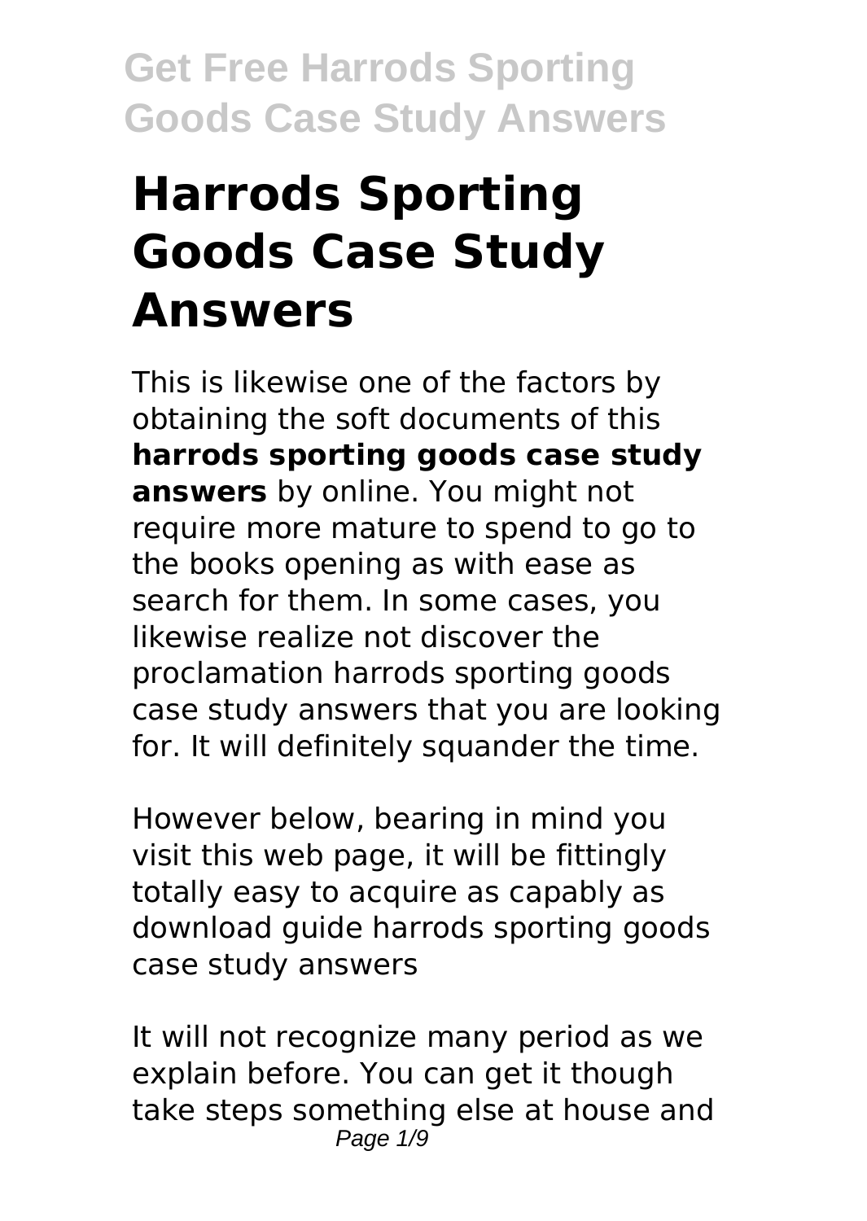# Harrods Sporting Goods Case Study Answers

This is likewise one of the factors by obtaining the soft documents of this **harrods sporting goods case study answers** by online. You might not require more mature to spend to go to the books opening as with ease as search for them. In some cases, you likewise realize not discover the proclamation harrods sporting goods case study answers that you are looking for. It will definitely squander the time.

However below, bearing in mind you visit this web page, it will be fittingly totally easy to acquire as capably as download guide harrods sporting goods case study answers

It will not recognize many period as we explain before. You can get it though take steps something else at house and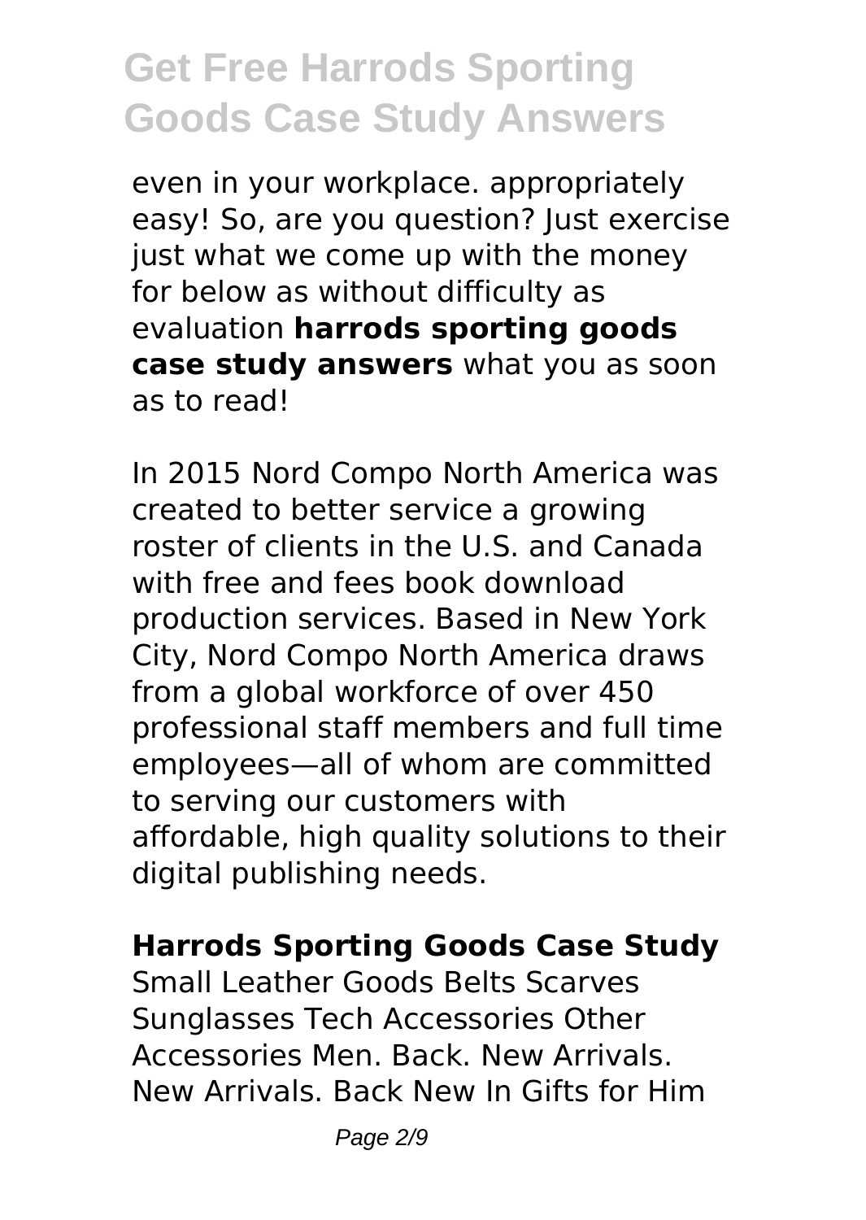even in your workplace. appropriately easy! So, are you question? Just exercise just what we come up with the money for below as without difficulty as evaluation **harrods sporting goods case study answers** what you as soon as to read!

In 2015 Nord Compo North America was created to better service a growing roster of clients in the U.S. and Canada with free and fees book download production services. Based in New York City, Nord Compo North America draws from a global workforce of over 450 professional staff members and full time employees—all of whom are committed to serving our customers with affordable, high quality solutions to their digital publishing needs.

**Harrods Sporting Goods Case Study**

Small Leather Goods Belts Scarves Sunglasses Tech Accessories Other Accessories Men. Back. New Arrivals. New Arrivals. Back New In Gifts for Him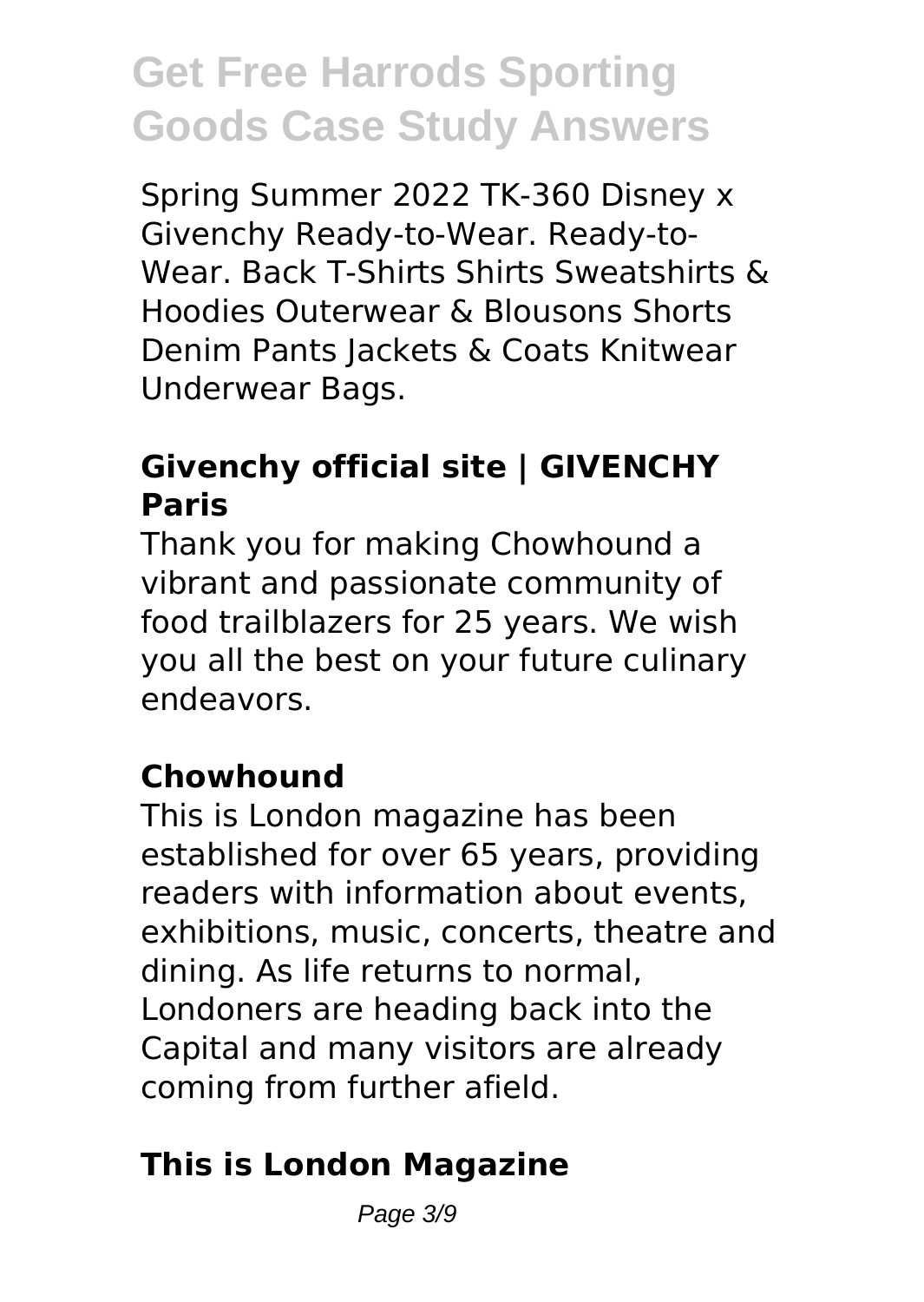Spring Summer 2022 TK-360 Disney x Givenchy Ready-to-Wear. Ready-to-Wear. Back T-Shirts Shirts Sweatshirts & Hoodies Outerwear & Blousons Shorts Denim Pants Jackets & Coats Knitwear Underwear Bags.

## Givenchy official site | GIVENCHY Paris

Thank you for making Chowhound a vibrant and passionate community of food trailblazers for 25 years. We wish you all the best on your future culinary endeavors.

## Chowhound

This is London magazine has been established for over 65 years, providing readers with information about events, exhibitions, music, concerts, theatre and dining. As life returns to normal, Londoners are heading back into the Capital and many visitors are already coming from further afield.

## This is London Magazine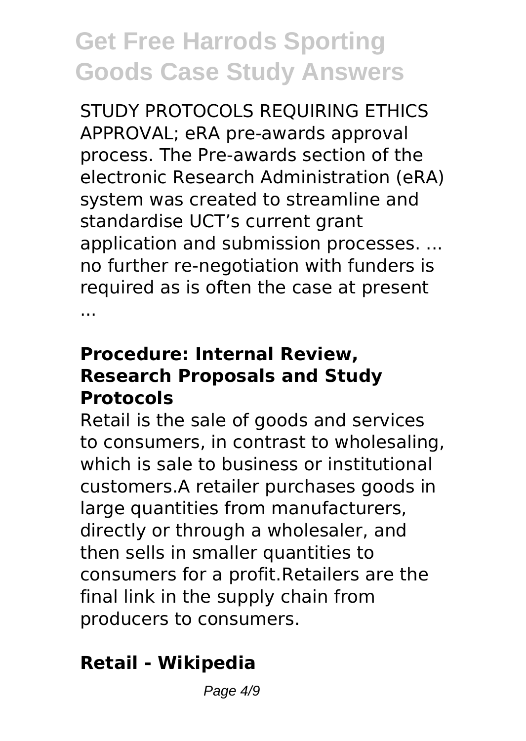STUDY PROTOCOLS REQUIRING ETHICS APPROVAL; eRA pre-awards approval process. The Pre-awards section of the electronic Research Administration (eRA) system was created to streamline and standardise UCT's current grant application and submission processes. ... no further re-negotiation with funders is required as is often the case at present ...

### Procedure: Internal Review, Research Proposals and Study Protocols

Retail is the sale of goods and services to consumers, in contrast to wholesaling, which is sale to business or institutional customers.A retailer purchases goods in large quantities from manufacturers, directly or through a wholesaler, and then sells in smaller quantities to consumers for a profit.Retailers are the final link in the supply chain from producers to consumers.

### Retail - Wikipedia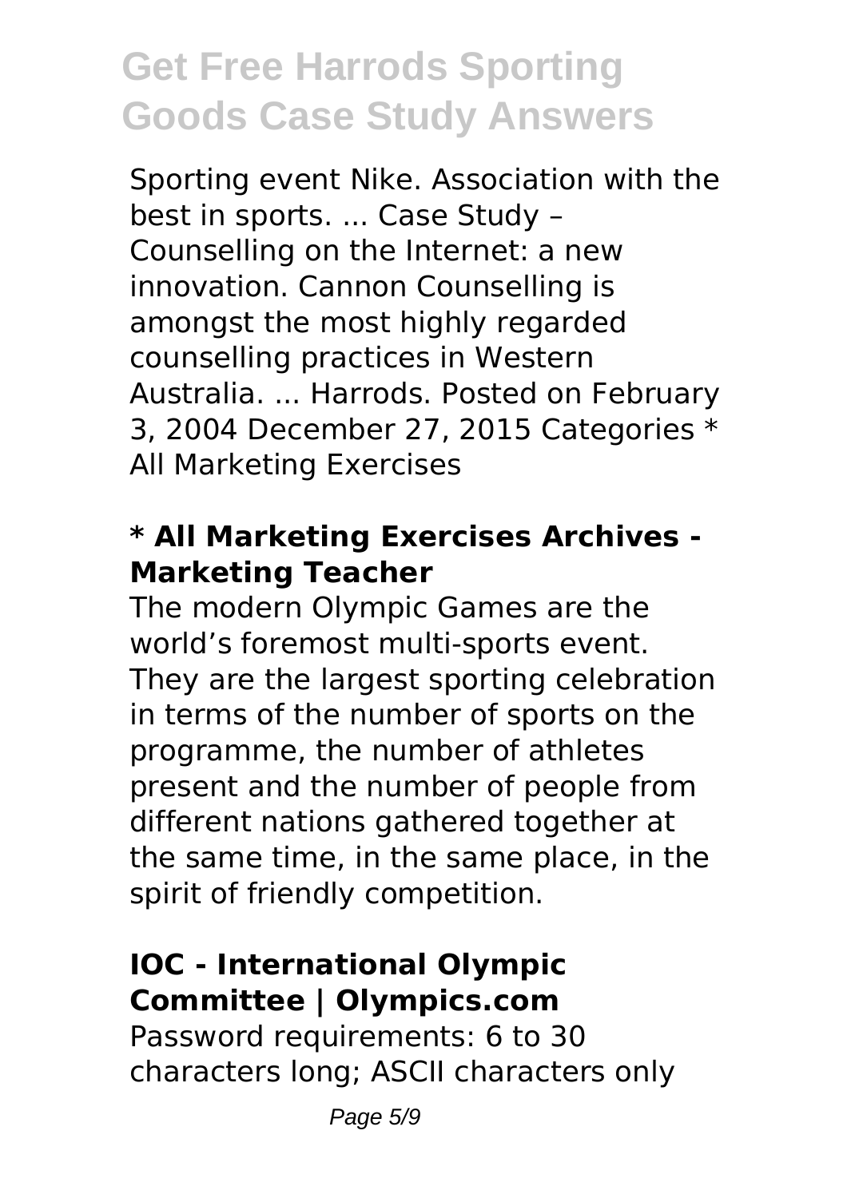Sporting event Nike. Association with the best in sports. ... Case Study – Counselling on the Internet: a new innovation. Cannon Counselling is amongst the most highly regarded counselling practices in Western Australia. ... Harrods. Posted on February 3, 2004 December 27, 2015 Categories * All Marketing Exercises

### * All Marketing Exercises Archives - Marketing Teacher

The modern Olympic Games are the world's foremost multi-sports event. They are the largest sporting celebration in terms of the number of sports on the programme, the number of athletes present and the number of people from different nations gathered together at the same time, in the same place, in the spirit of friendly competition.

### IOC - International Olympic Committee | Olympics.com

Password requirements: 6 to 30 characters long; ASCII characters only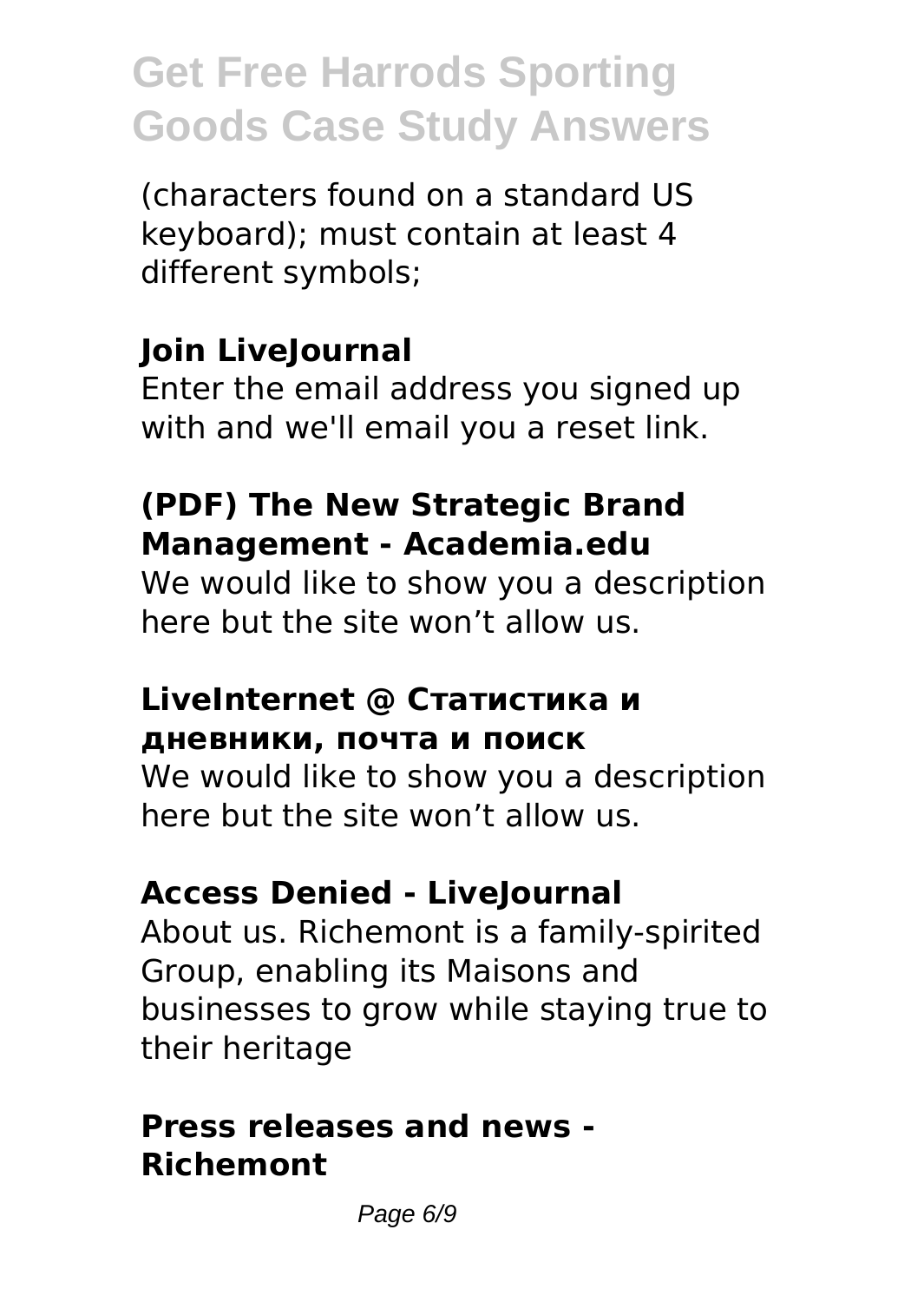(characters found on a standard US keyboard); must contain at least 4 different symbols;

**Join LiveJournal**

Enter the email address you signed up with and we'll email you a reset link.

**(PDF) The New Strategic Brand Management - Academia.edu**

We would like to show you a description here but the site won’t allow us.

**LiveInternet @ Статистика и дневники, почта и поиск**

We would like to show you a description here but the site won’t allow us.

**Access Denied - LiveJournal**

About us. Richemont is a family-spirited Group, enabling its Maisons and businesses to grow while staying true to their heritage

**Press releases and news - Richemont**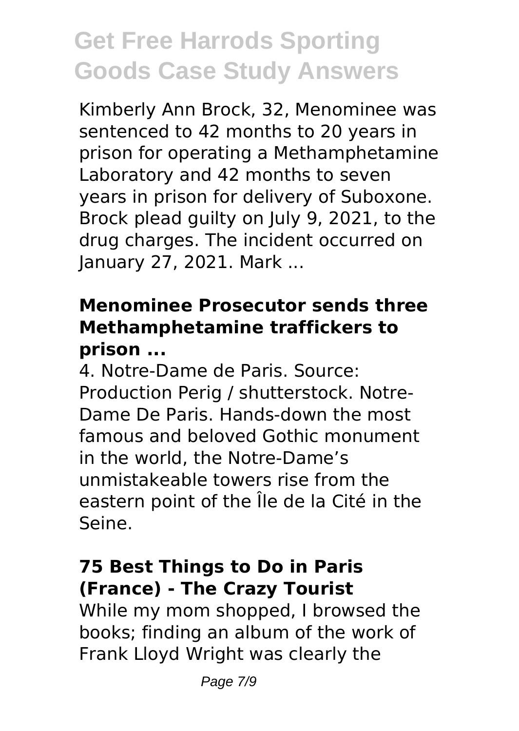Kimberly Ann Brock, 32, Menominee was sentenced to 42 months to 20 years in prison for operating a Methamphetamine Laboratory and 42 months to seven years in prison for delivery of Suboxone. Brock plead guilty on July 9, 2021, to the drug charges. The incident occurred on January 27, 2021. Mark ...

### Menominee Prosecutor sends three Methamphetamine traffickers to prison ...

4. Notre-Dame de Paris. Source: Production Perig / shutterstock. Notre-Dame De Paris. Hands-down the most famous and beloved Gothic monument in the world, the Notre-Dame's unmistakeable towers rise from the eastern point of the Île de la Cité in the Seine.

### 75 Best Things to Do in Paris (France) - The Crazy Tourist

While my mom shopped, I browsed the books; finding an album of the work of Frank Lloyd Wright was clearly the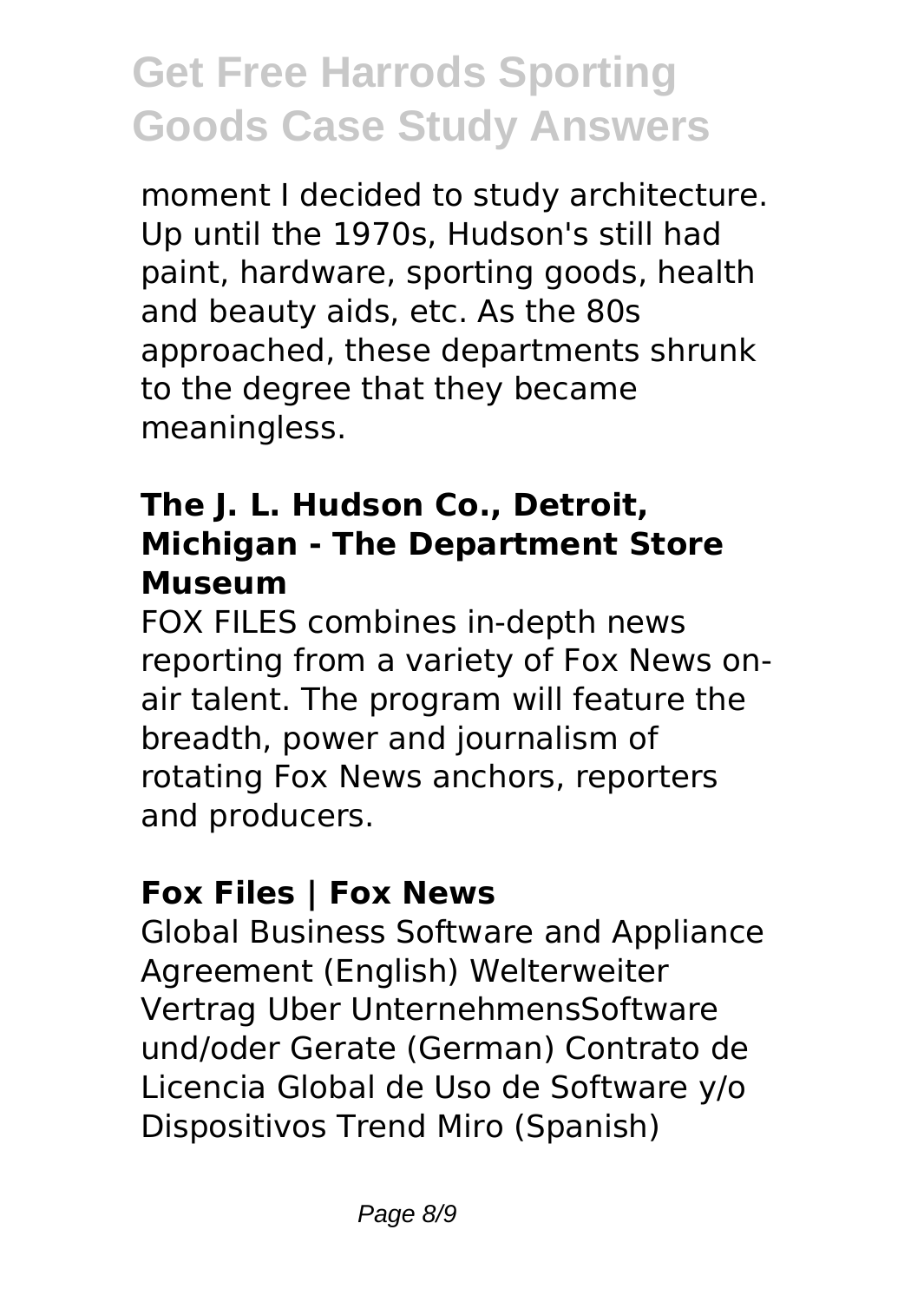moment I decided to study architecture. Up until the 1970s, Hudson's still had paint, hardware, sporting goods, health and beauty aids, etc. As the 80s approached, these departments shrunk to the degree that they became meaningless.

### The J. L. Hudson Co., Detroit, Michigan - The Department Store Museum

FOX FILES combines in-depth news reporting from a variety of Fox News on-air talent. The program will feature the breadth, power and journalism of rotating Fox News anchors, reporters and producers.

### Fox Files | Fox News

Global Business Software and Appliance Agreement (English) Welterweiter Vertrag Uber UnternehmensSoftware und/oder Gerate (German) Contrato de Licencia Global de Uso de Software y/o Dispositivos Trend Miro (Spanish)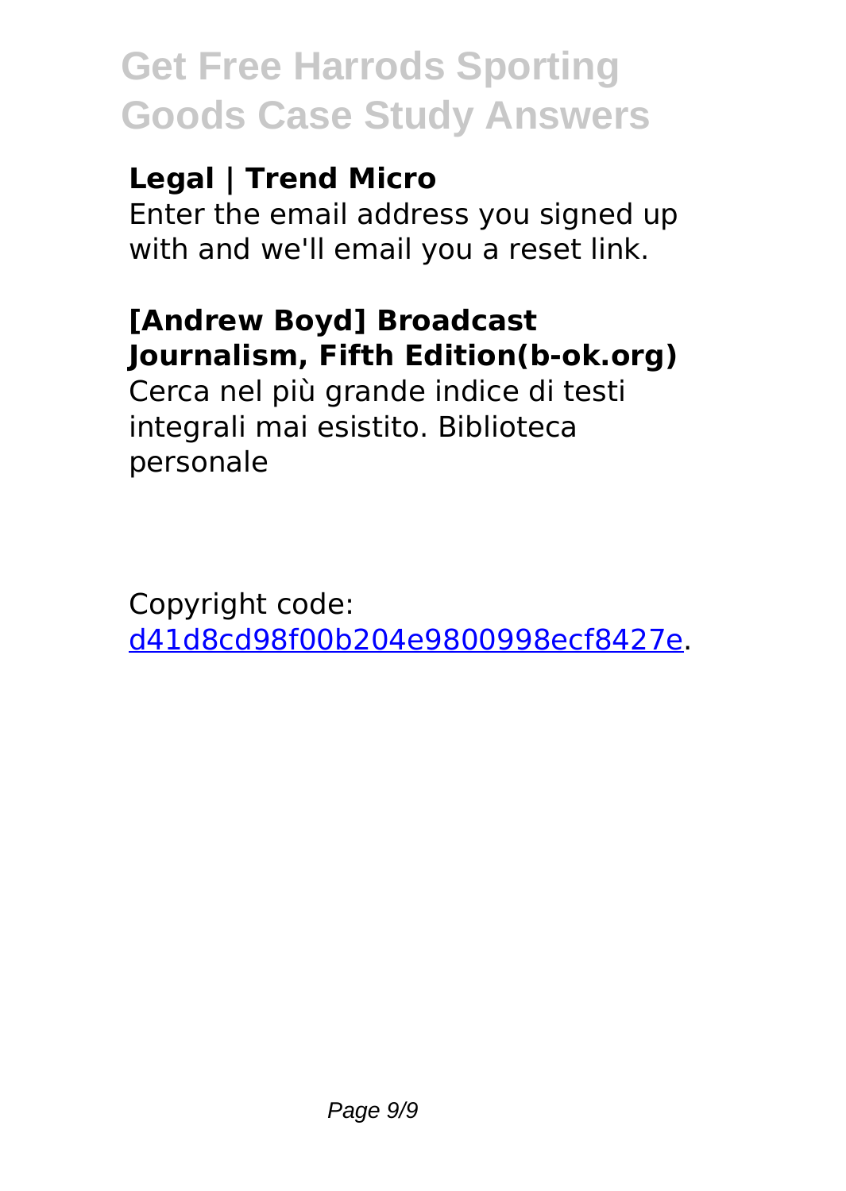**Legal | Trend Micro**

Enter the email address you signed up with and we'll email you a reset link.

**[Andrew Boyd] Broadcast Journalism, Fifth Edition(b-ok.org)**

Cerca nel più grande indice di testi integrali mai esistito. Biblioteca personale

Copyright code: d41d8cd98f00b204e9800998ecf8427e.